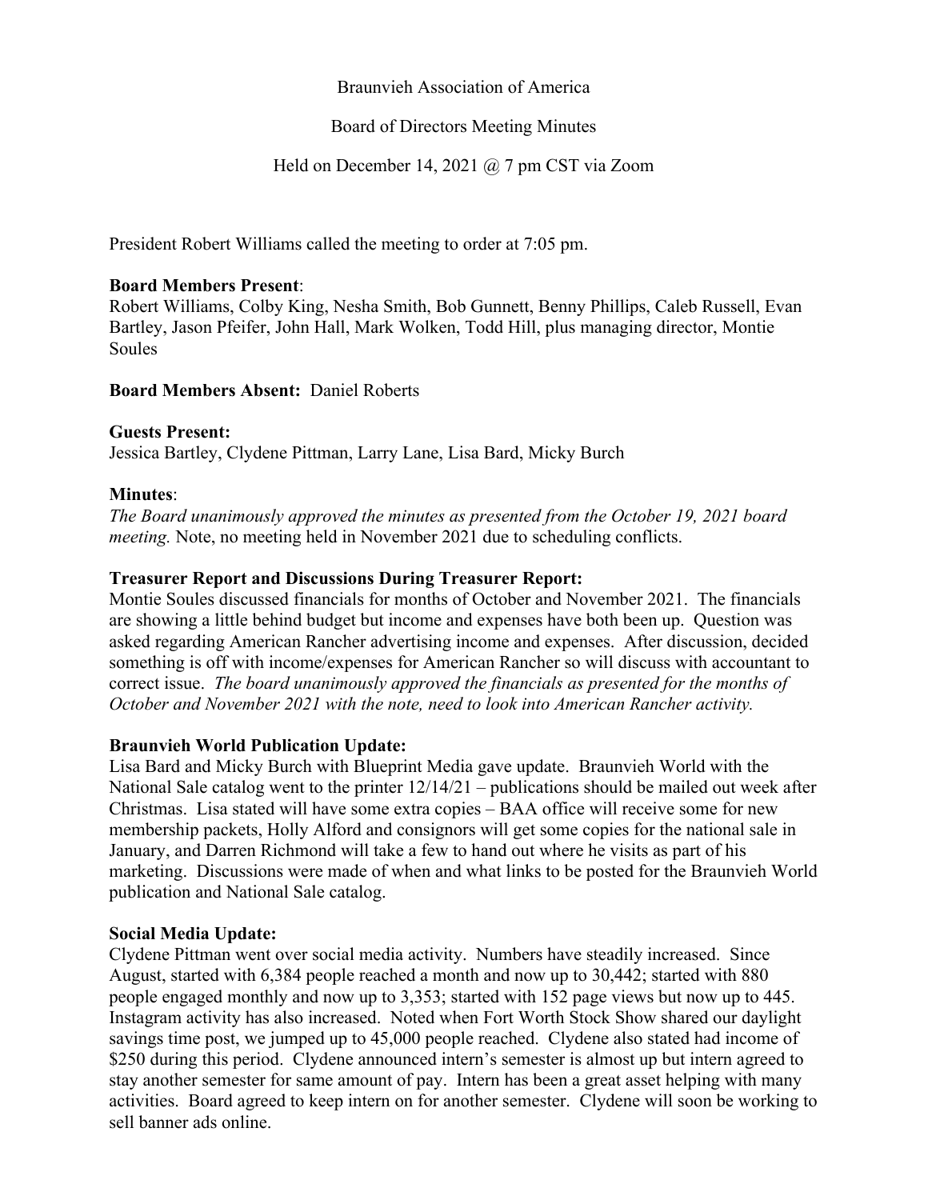Braunvieh Association of America

Board of Directors Meeting Minutes

Held on December 14, 2021 @ 7 pm CST via Zoom

President Robert Williams called the meeting to order at 7:05 pm.

**Board Members Present**:
Robert Williams, Colby King, Nesha Smith, Bob Gunnett, Benny Phillips, Caleb Russell, Evan Bartley, Jason Pfeifer, John Hall, Mark Wolken, Todd Hill, plus managing director, Montie Soules

**Board Members Absent:** Daniel Roberts

**Guests Present:**
Jessica Bartley, Clydene Pittman, Larry Lane, Lisa Bard, Micky Burch

**Minutes**:
*The Board unanimously approved the minutes as presented from the October 19, 2021 board meeting.* Note, no meeting held in November 2021 due to scheduling conflicts.

**Treasurer Report and Discussions During Treasurer Report:**
Montie Soules discussed financials for months of October and November 2021. The financials are showing a little behind budget but income and expenses have both been up. Question was asked regarding American Rancher advertising income and expenses. After discussion, decided something is off with income/expenses for American Rancher so will discuss with accountant to correct issue. *The board unanimously approved the financials as presented for the months of October and November 2021 with the note, need to look into American Rancher activity.*

**Braunvieh World Publication Update:**
Lisa Bard and Micky Burch with Blueprint Media gave update. Braunvieh World with the National Sale catalog went to the printer 12/14/21 – publications should be mailed out week after Christmas. Lisa stated will have some extra copies – BAA office will receive some for new membership packets, Holly Alford and consignors will get some copies for the national sale in January, and Darren Richmond will take a few to hand out where he visits as part of his marketing. Discussions were made of when and what links to be posted for the Braunvieh World publication and National Sale catalog.

**Social Media Update:**
Clydene Pittman went over social media activity. Numbers have steadily increased. Since August, started with 6,384 people reached a month and now up to 30,442; started with 880 people engaged monthly and now up to 3,353; started with 152 page views but now up to 445. Instagram activity has also increased. Noted when Fort Worth Stock Show shared our daylight savings time post, we jumped up to 45,000 people reached. Clydene also stated had income of $250 during this period. Clydene announced intern's semester is almost up but intern agreed to stay another semester for same amount of pay. Intern has been a great asset helping with many activities. Board agreed to keep intern on for another semester. Clydene will soon be working to sell banner ads online.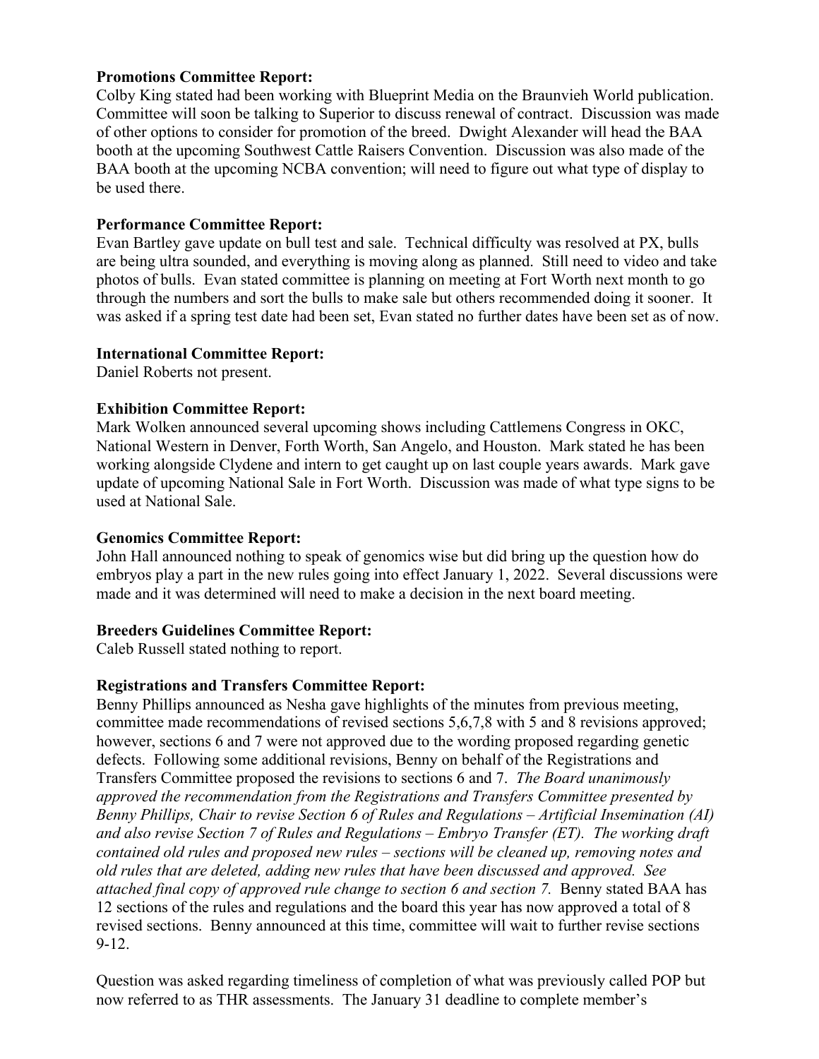**Promotions Committee Report:**
Colby King stated had been working with Blueprint Media on the Braunvieh World publication. Committee will soon be talking to Superior to discuss renewal of contract. Discussion was made of other options to consider for promotion of the breed. Dwight Alexander will head the BAA booth at the upcoming Southwest Cattle Raisers Convention. Discussion was also made of the BAA booth at the upcoming NCBA convention; will need to figure out what type of display to be used there.

**Performance Committee Report:**
Evan Bartley gave update on bull test and sale. Technical difficulty was resolved at PX, bulls are being ultra sounded, and everything is moving along as planned. Still need to video and take photos of bulls. Evan stated committee is planning on meeting at Fort Worth next month to go through the numbers and sort the bulls to make sale but others recommended doing it sooner. It was asked if a spring test date had been set, Evan stated no further dates have been set as of now.

**International Committee Report:**
Daniel Roberts not present.

**Exhibition Committee Report:**
Mark Wolken announced several upcoming shows including Cattlemens Congress in OKC, National Western in Denver, Forth Worth, San Angelo, and Houston. Mark stated he has been working alongside Clydene and intern to get caught up on last couple years awards. Mark gave update of upcoming National Sale in Fort Worth. Discussion was made of what type signs to be used at National Sale.

**Genomics Committee Report:**
John Hall announced nothing to speak of genomics wise but did bring up the question how do embryos play a part in the new rules going into effect January 1, 2022. Several discussions were made and it was determined will need to make a decision in the next board meeting.

**Breeders Guidelines Committee Report:**
Caleb Russell stated nothing to report.

**Registrations and Transfers Committee Report:**
Benny Phillips announced as Nesha gave highlights of the minutes from previous meeting, committee made recommendations of revised sections 5,6,7,8 with 5 and 8 revisions approved; however, sections 6 and 7 were not approved due to the wording proposed regarding genetic defects. Following some additional revisions, Benny on behalf of the Registrations and Transfers Committee proposed the revisions to sections 6 and 7. *The Board unanimously approved the recommendation from the Registrations and Transfers Committee presented by Benny Phillips, Chair to revise Section 6 of Rules and Regulations – Artificial Insemination (AI) and also revise Section 7 of Rules and Regulations – Embryo Transfer (ET). The working draft contained old rules and proposed new rules – sections will be cleaned up, removing notes and old rules that are deleted, adding new rules that have been discussed and approved. See attached final copy of approved rule change to section 6 and section 7.* Benny stated BAA has 12 sections of the rules and regulations and the board this year has now approved a total of 8 revised sections. Benny announced at this time, committee will wait to further revise sections 9-12.

Question was asked regarding timeliness of completion of what was previously called POP but now referred to as THR assessments. The January 31 deadline to complete member's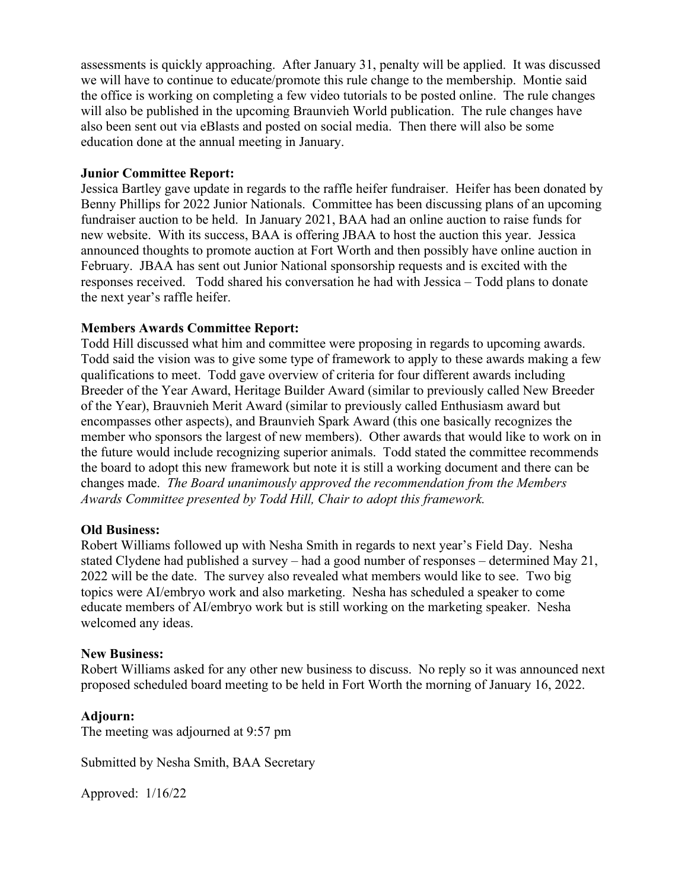assessments is quickly approaching. After January 31, penalty will be applied. It was discussed we will have to continue to educate/promote this rule change to the membership. Montie said the office is working on completing a few video tutorials to be posted online. The rule changes will also be published in the upcoming Braunvieh World publication. The rule changes have also been sent out via eBlasts and posted on social media. Then there will also be some education done at the annual meeting in January.

**Junior Committee Report:**
Jessica Bartley gave update in regards to the raffle heifer fundraiser. Heifer has been donated by Benny Phillips for 2022 Junior Nationals. Committee has been discussing plans of an upcoming fundraiser auction to be held. In January 2021, BAA had an online auction to raise funds for new website. With its success, BAA is offering JBAA to host the auction this year. Jessica announced thoughts to promote auction at Fort Worth and then possibly have online auction in February. JBAA has sent out Junior National sponsorship requests and is excited with the responses received. Todd shared his conversation he had with Jessica – Todd plans to donate the next year's raffle heifer.

**Members Awards Committee Report:**
Todd Hill discussed what him and committee were proposing in regards to upcoming awards. Todd said the vision was to give some type of framework to apply to these awards making a few qualifications to meet. Todd gave overview of criteria for four different awards including Breeder of the Year Award, Heritage Builder Award (similar to previously called New Breeder of the Year), Brauvnieh Merit Award (similar to previously called Enthusiasm award but encompasses other aspects), and Braunvieh Spark Award (this one basically recognizes the member who sponsors the largest of new members). Other awards that would like to work on in the future would include recognizing superior animals. Todd stated the committee recommends the board to adopt this new framework but note it is still a working document and there can be changes made. *The Board unanimously approved the recommendation from the Members Awards Committee presented by Todd Hill, Chair to adopt this framework.*

**Old Business:**
Robert Williams followed up with Nesha Smith in regards to next year's Field Day. Nesha stated Clydene had published a survey – had a good number of responses – determined May 21, 2022 will be the date. The survey also revealed what members would like to see. Two big topics were AI/embryo work and also marketing. Nesha has scheduled a speaker to come educate members of AI/embryo work but is still working on the marketing speaker. Nesha welcomed any ideas.

**New Business:**
Robert Williams asked for any other new business to discuss. No reply so it was announced next proposed scheduled board meeting to be held in Fort Worth the morning of January 16, 2022.

**Adjourn:**
The meeting was adjourned at 9:57 pm

Submitted by Nesha Smith, BAA Secretary

Approved: 1/16/22